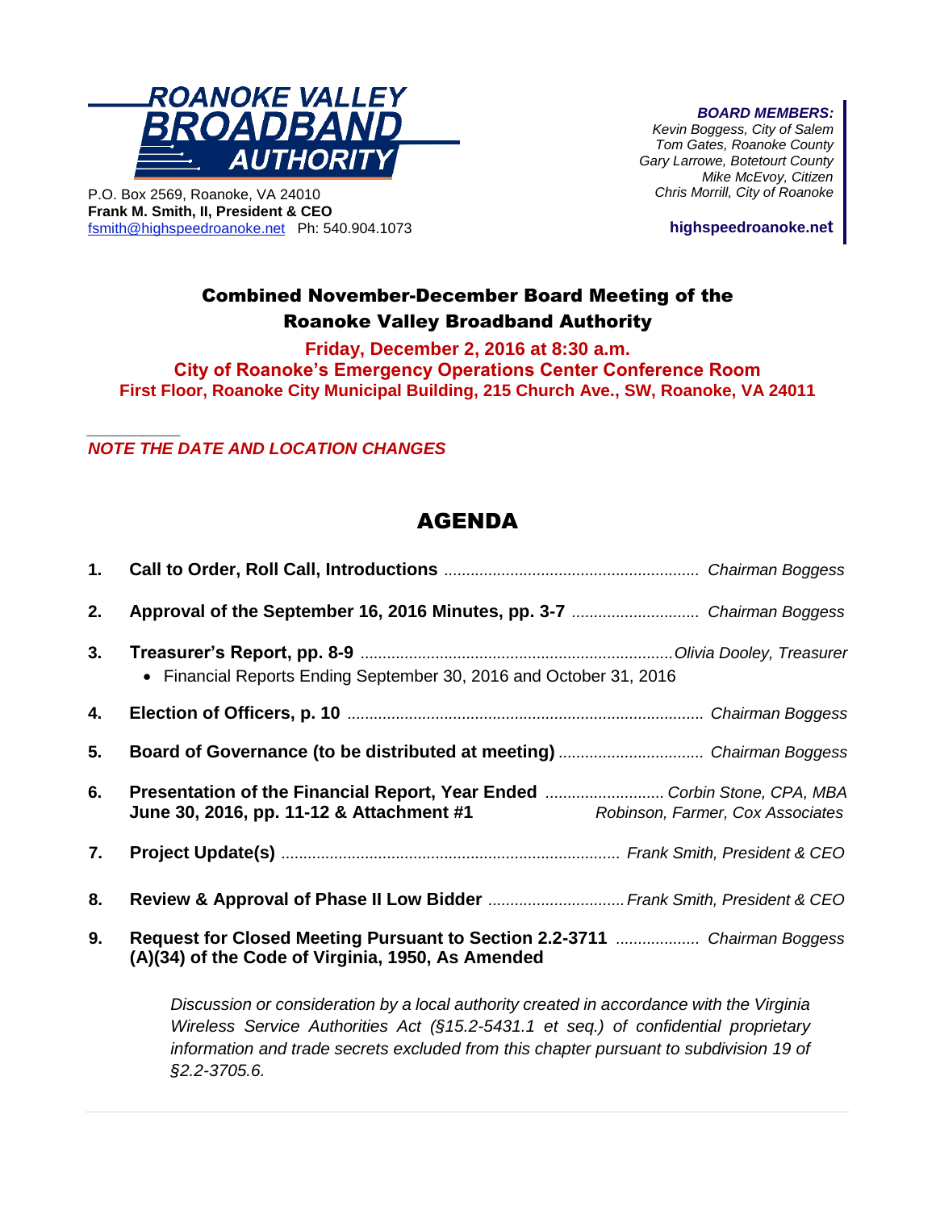**ROANOKE VALLEY BROADBAND AUTHORITY**

P.O. Box 2569, Roanoke, VA 24010
**Frank M. Smith, II, President & CEO**
fsmith@highspeedroanoke.net Ph: 540.904.1073

***BOARD MEMBERS:***
*Kevin Boggess, City of Salem*
*Tom Gates, Roanoke County*
*Gary Larrowe, Botetourt County*
*Mike McEvoy, Citizen*
*Chris Morrill, City of Roanoke*

**highspeedroanoke.net**

## Combined November-December Board Meeting of the Roanoke Valley Broadband Authority

**Friday, December 2, 2016 at 8:30 a.m.**
**City of Roanoke's Emergency Operations Center Conference Room**
**First Floor, Roanoke City Municipal Building, 215 Church Ave., SW, Roanoke, VA 24011**

***NOTE THE DATE AND LOCATION CHANGES***

# AGENDA

1. **Call to Order, Roll Call, Introductions** ........ *Chairman Boggess*
2. **Approval of the September 16, 2016 Minutes, pp. 3-7** ........ *Chairman Boggess*
3. **Treasurer's Report, pp. 8-9** ........ *Olivia Dooley, Treasurer*
   - Financial Reports Ending September 30, 2016 and October 31, 2016
4. **Election of Officers, p. 10** ........ *Chairman Boggess*
5. **Board of Governance (to be distributed at meeting)** ........ *Chairman Boggess*
6. **Presentation of the Financial Report, Year Ended June 30, 2016, pp. 11-12 & Attachment #1** ........ *Corbin Stone, CPA, MBA, Robinson, Farmer, Cox Associates*
7. **Project Update(s)** ........ *Frank Smith, President & CEO*
8. **Review & Approval of Phase II Low Bidder** ........ *Frank Smith, President & CEO*
9. **Request for Closed Meeting Pursuant to Section 2.2-3711 (A)(34) of the Code of Virginia, 1950, As Amended** ........ *Chairman Boggess*

   *Discussion or consideration by a local authority created in accordance with the Virginia Wireless Service Authorities Act (§15.2-5431.1 et seq.) of confidential proprietary information and trade secrets excluded from this chapter pursuant to subdivision 19 of §2.2-3705.6.*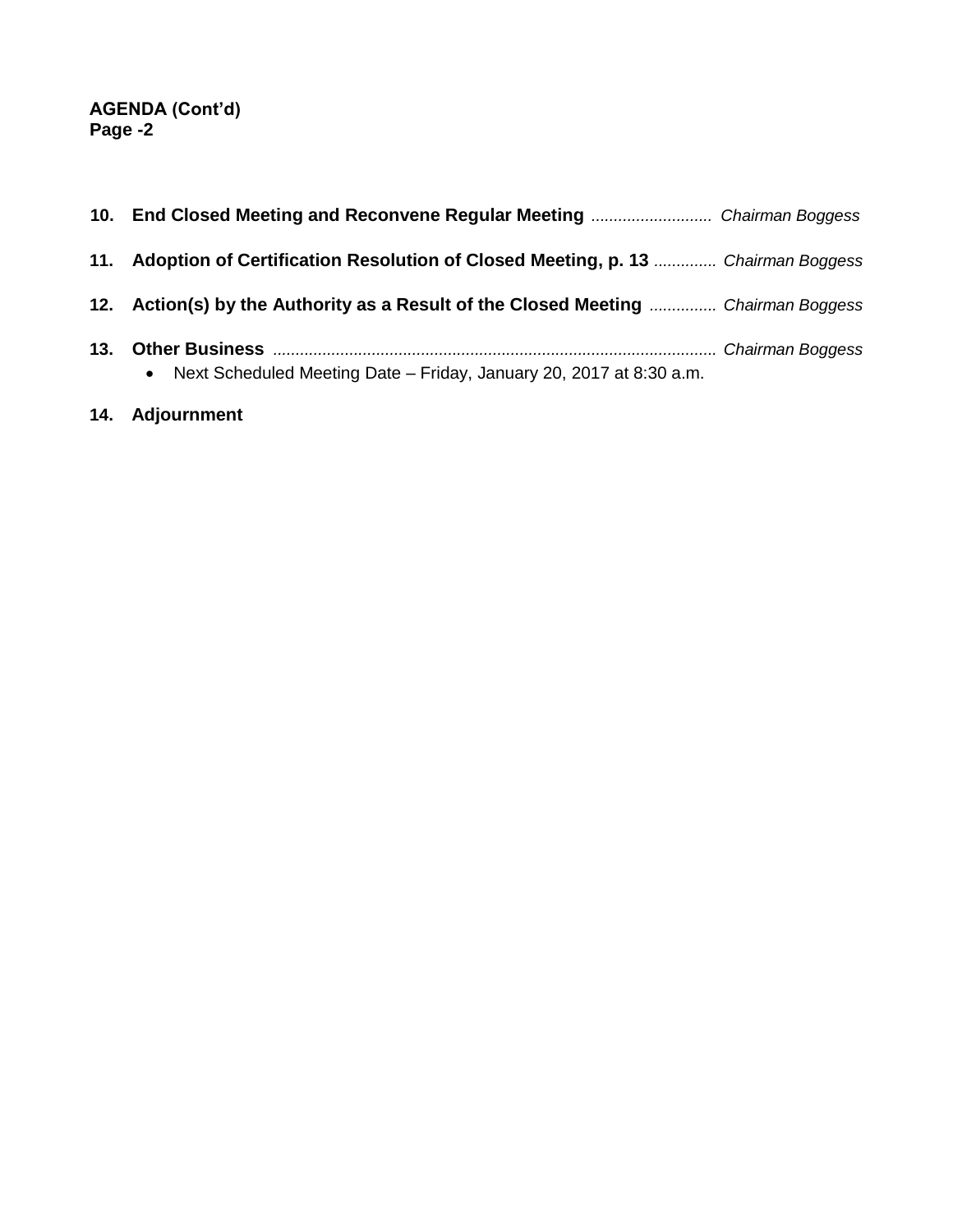**AGENDA (Cont'd)**
**Page -2**

10. **End Closed Meeting and Reconvene Regular Meeting** .......................... *Chairman Boggess*

11. **Adoption of Certification Resolution of Closed Meeting, p. 13** ............. *Chairman Boggess*

12. **Action(s) by the Authority as a Result of the Closed Meeting** .............. *Chairman Boggess*

13. **Other Business** .................................................................................................. *Chairman Boggess*
    - Next Scheduled Meeting Date – Friday, January 20, 2017 at 8:30 a.m.

14. **Adjournment**